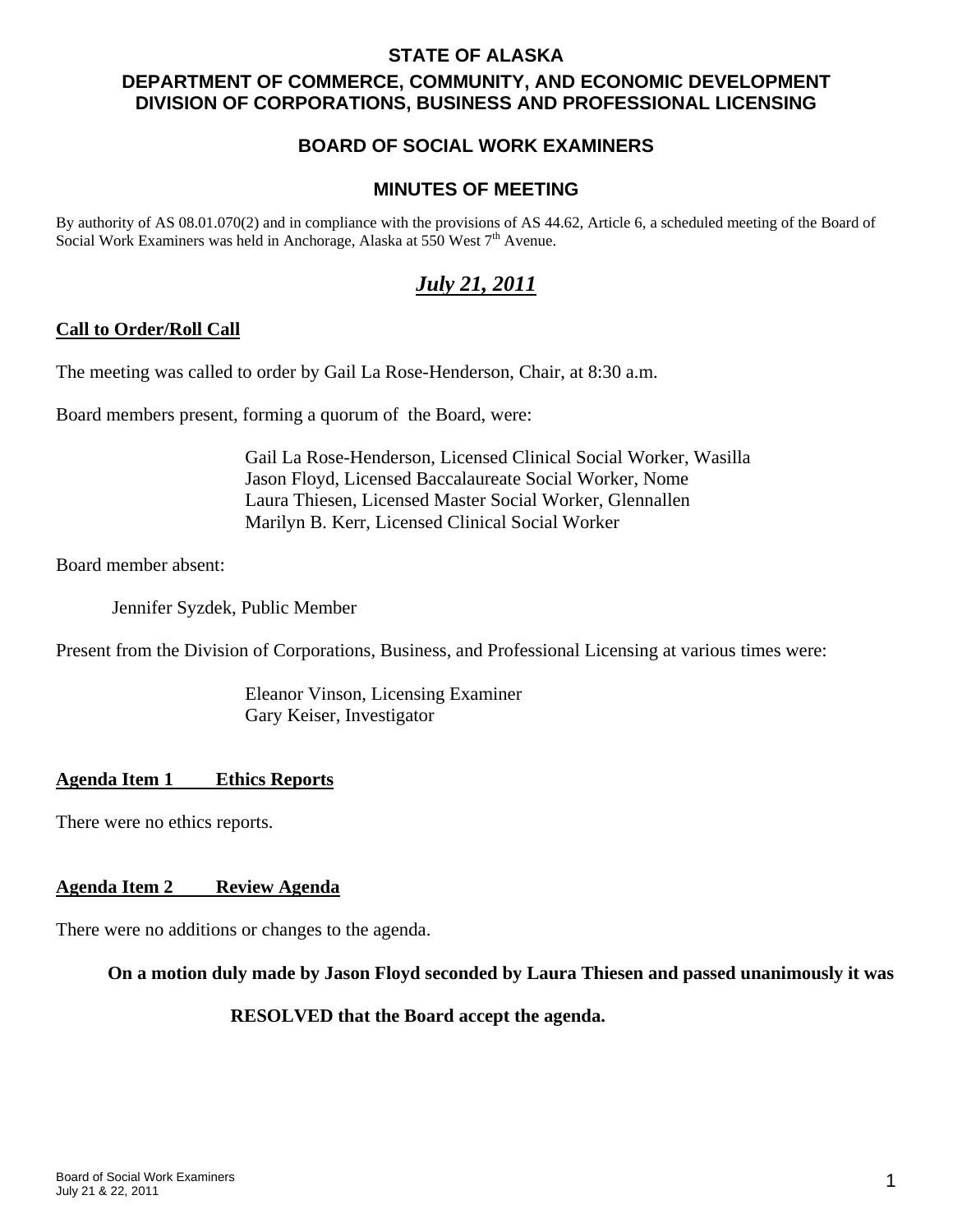**STATE OF ALASKA**

**DEPARTMENT OF COMMERCE, COMMUNITY, AND ECONOMIC DEVELOPMENT**
**DIVISION OF CORPORATIONS, BUSINESS AND PROFESSIONAL LICENSING**

**BOARD OF SOCIAL WORK EXAMINERS**

**MINUTES OF MEETING**

By authority of AS 08.01.070(2) and in compliance with the provisions of AS 44.62, Article 6, a scheduled meeting of the Board of Social Work Examiners was held in Anchorage, Alaska at 550 West 7th Avenue.

***July 21, 2011***

**Call to Order/Roll Call**

The meeting was called to order by Gail La Rose-Henderson, Chair, at 8:30 a.m.

Board members present, forming a quorum of the Board, were:

Gail La Rose-Henderson, Licensed Clinical Social Worker, Wasilla
Jason Floyd, Licensed Baccalaureate Social Worker, Nome
Laura Thiesen, Licensed Master Social Worker, Glennallen
Marilyn B. Kerr, Licensed Clinical Social Worker

Board member absent:

Jennifer Syzdek, Public Member

Present from the Division of Corporations, Business, and Professional Licensing at various times were:

Eleanor Vinson, Licensing Examiner
Gary Keiser, Investigator

**Agenda Item 1 Ethics Reports**

There were no ethics reports.

**Agenda Item 2 Review Agenda**

There were no additions or changes to the agenda.

**On a motion duly made by Jason Floyd seconded by Laura Thiesen and passed unanimously it was**

**RESOLVED that the Board accept the agenda.**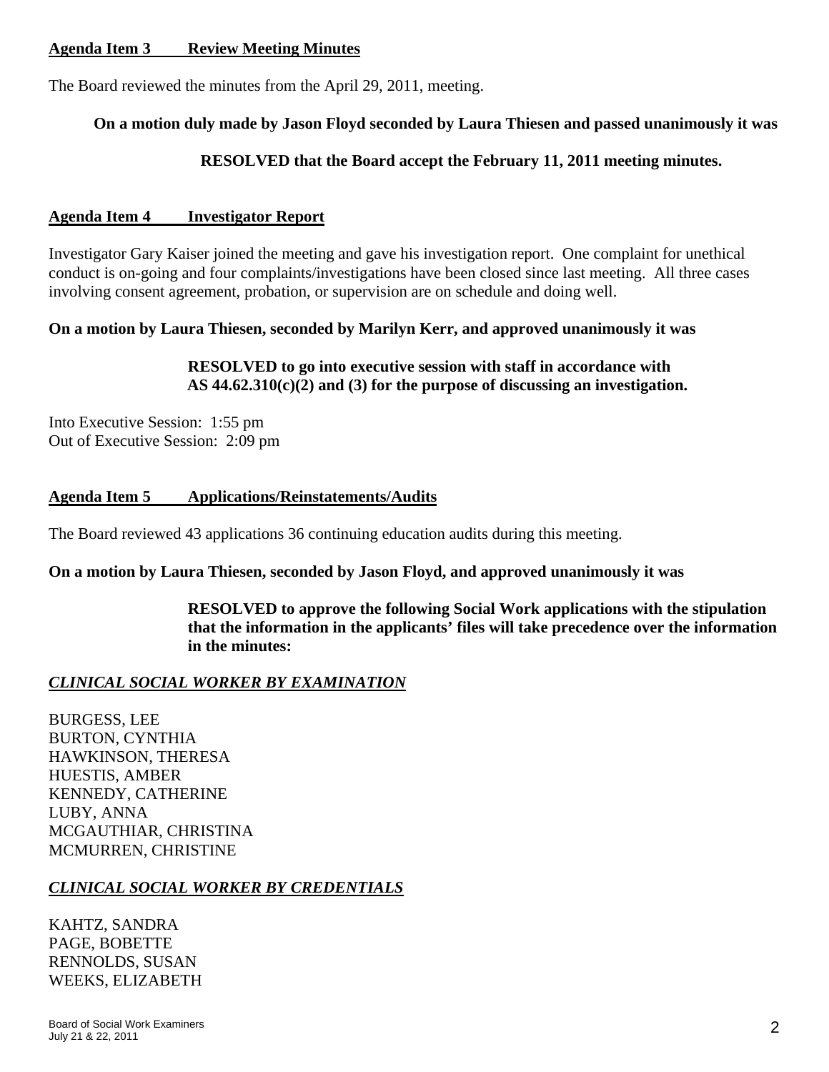**<u>Agenda Item 3 Review Meeting Minutes</u>**

The Board reviewed the minutes from the April 29, 2011, meeting.

**On a motion duly made by Jason Floyd seconded by Laura Thiesen and passed unanimously it was**

**RESOLVED that the Board accept the February 11, 2011 meeting minutes.**

**<u>Agenda Item 4 Investigator Report</u>**

Investigator Gary Kaiser joined the meeting and gave his investigation report. One complaint for unethical conduct is on-going and four complaints/investigations have been closed since last meeting. All three cases involving consent agreement, probation, or supervision are on schedule and doing well.

**On a motion by Laura Thiesen, seconded by Marilyn Kerr, and approved unanimously it was**

**RESOLVED to go into executive session with staff in accordance with AS 44.62.310(c)(2) and (3) for the purpose of discussing an investigation.**

Into Executive Session: 1:55 pm
Out of Executive Session: 2:09 pm

**<u>Agenda Item 5 Applications/Reinstatements/Audits</u>**

The Board reviewed 43 applications 36 continuing education audits during this meeting.

**On a motion by Laura Thiesen, seconded by Jason Floyd, and approved unanimously it was**

**RESOLVED to approve the following Social Work applications with the stipulation that the information in the applicants' files will take precedence over the information in the minutes:**

***<u>CLINICAL SOCIAL WORKER BY EXAMINATION</u>***

BURGESS, LEE
BURTON, CYNTHIA
HAWKINSON, THERESA
HUESTIS, AMBER
KENNEDY, CATHERINE
LUBY, ANNA
MCGAUTHIAR, CHRISTINA
MCMURREN, CHRISTINE

***<u>CLINICAL SOCIAL WORKER BY CREDENTIALS</u>***

KAHTZ, SANDRA
PAGE, BOBETTE
RENNOLDS, SUSAN
WEEKS, ELIZABETH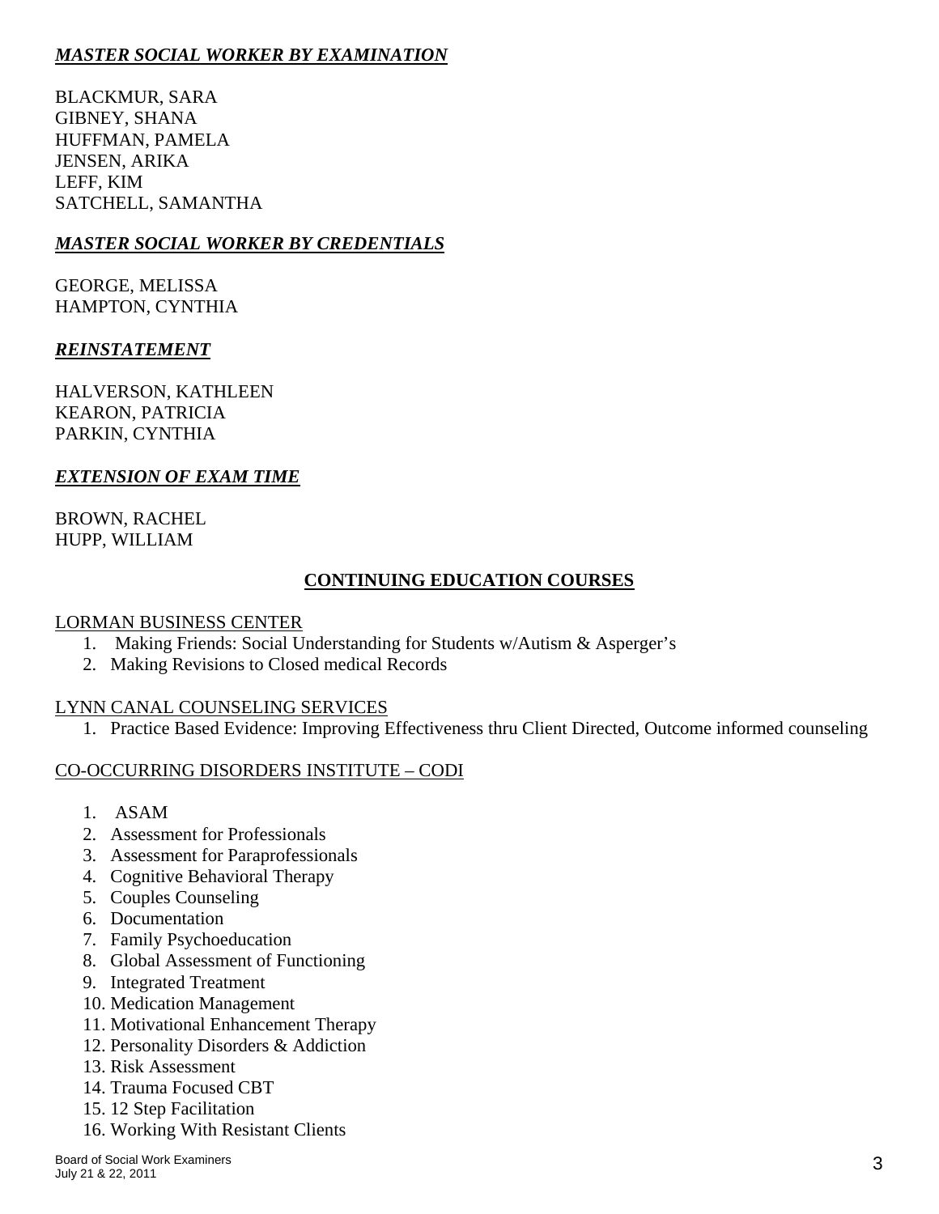***MASTER SOCIAL WORKER BY EXAMINATION***

BLACKMUR, SARA
GIBNEY, SHANA
HUFFMAN, PAMELA
JENSEN, ARIKA
LEFF, KIM
SATCHELL, SAMANTHA

***MASTER SOCIAL WORKER BY CREDENTIALS***

GEORGE, MELISSA
HAMPTON, CYNTHIA

***REINSTATEMENT***

HALVERSON, KATHLEEN
KEARON, PATRICIA
PARKIN, CYNTHIA

***EXTENSION OF EXAM TIME***

BROWN, RACHEL
HUPP, WILLIAM

## CONTINUING EDUCATION COURSES

LORMAN BUSINESS CENTER

1. Making Friends: Social Understanding for Students w/Autism & Asperger's
2. Making Revisions to Closed medical Records

LYNN CANAL COUNSELING SERVICES

1. Practice Based Evidence: Improving Effectiveness thru Client Directed, Outcome informed counseling

CO-OCCURRING DISORDERS INSTITUTE – CODI

1. ASAM
2. Assessment for Professionals
3. Assessment for Paraprofessionals
4. Cognitive Behavioral Therapy
5. Couples Counseling
6. Documentation
7. Family Psychoeducation
8. Global Assessment of Functioning
9. Integrated Treatment
10. Medication Management
11. Motivational Enhancement Therapy
12. Personality Disorders & Addiction
13. Risk Assessment
14. Trauma Focused CBT
15. 12 Step Facilitation
16. Working With Resistant Clients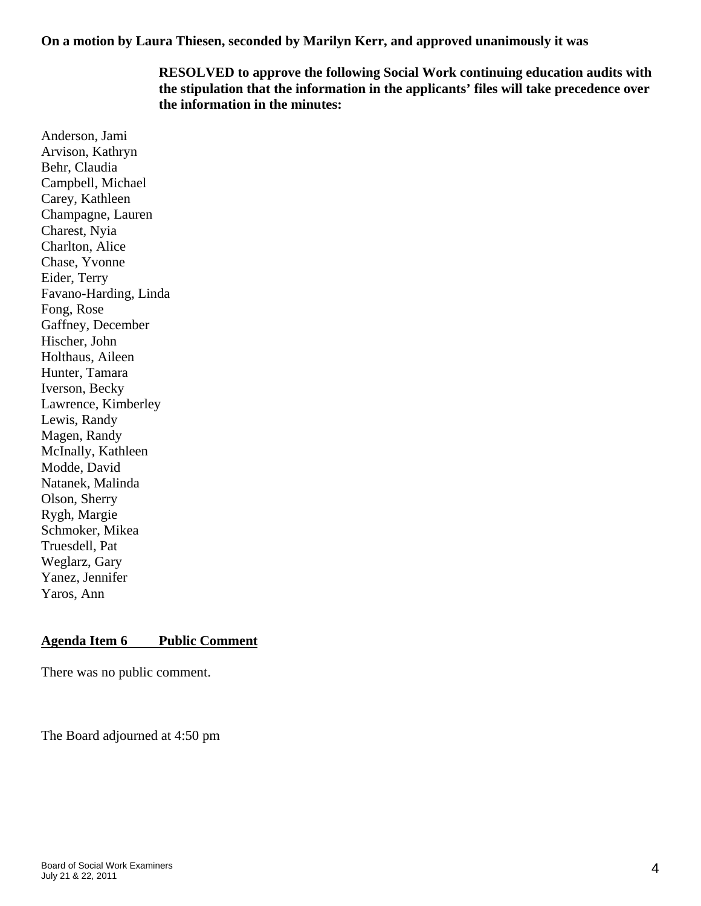**On a motion by Laura Thiesen, seconded by Marilyn Kerr, and approved unanimously it was**

> **RESOLVED to approve the following Social Work continuing education audits with the stipulation that the information in the applicants' files will take precedence over the information in the minutes:**

Anderson, Jami
Arvison, Kathryn
Behr, Claudia
Campbell, Michael
Carey, Kathleen
Champagne, Lauren
Charest, Nyia
Charlton, Alice
Chase, Yvonne
Eider, Terry
Favano-Harding, Linda
Fong, Rose
Gaffney, December
Hischer, John
Holthaus, Aileen
Hunter, Tamara
Iverson, Becky
Lawrence, Kimberley
Lewis, Randy
Magen, Randy
McInally, Kathleen
Modde, David
Natanek, Malinda
Olson, Sherry
Rygh, Margie
Schmoker, Mikea
Truesdell, Pat
Weglarz, Gary
Yanez, Jennifer
Yaros, Ann

**Agenda Item 6 Public Comment**

There was no public comment.

The Board adjourned at 4:50 pm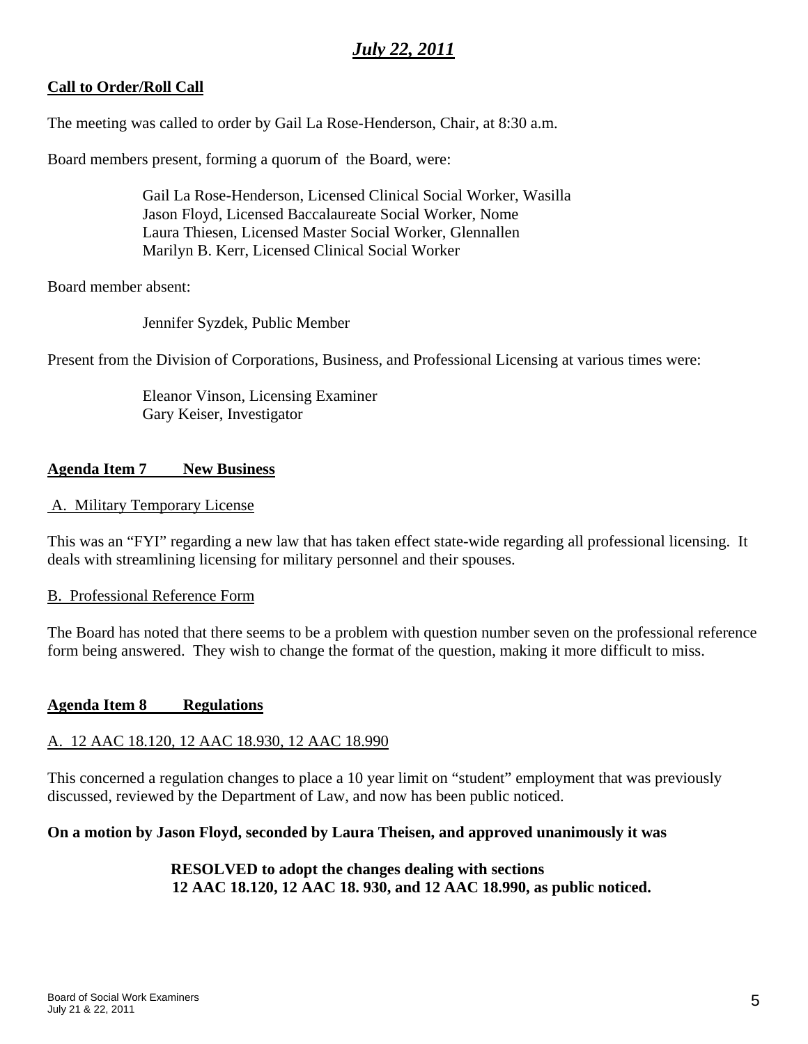## *July 22, 2011*

**Call to Order/Roll Call**

The meeting was called to order by Gail La Rose-Henderson, Chair, at 8:30 a.m.

Board members present, forming a quorum of the Board, were:

> Gail La Rose-Henderson, Licensed Clinical Social Worker, Wasilla
> Jason Floyd, Licensed Baccalaureate Social Worker, Nome
> Laura Thiesen, Licensed Master Social Worker, Glennallen
> Marilyn B. Kerr, Licensed Clinical Social Worker

Board member absent:

> Jennifer Syzdek, Public Member

Present from the Division of Corporations, Business, and Professional Licensing at various times were:

> Eleanor Vinson, Licensing Examiner
> Gary Keiser, Investigator

**Agenda Item 7 New Business**

A. Military Temporary License

This was an "FYI" regarding a new law that has taken effect state-wide regarding all professional licensing. It deals with streamlining licensing for military personnel and their spouses.

B. Professional Reference Form

The Board has noted that there seems to be a problem with question number seven on the professional reference form being answered. They wish to change the format of the question, making it more difficult to miss.

**Agenda Item 8 Regulations**

A. 12 AAC 18.120, 12 AAC 18.930, 12 AAC 18.990

This concerned a regulation changes to place a 10 year limit on "student" employment that was previously discussed, reviewed by the Department of Law, and now has been public noticed.

**On a motion by Jason Floyd, seconded by Laura Theisen, and approved unanimously it was**

> **RESOLVED to adopt the changes dealing with sections 12 AAC 18.120, 12 AAC 18. 930, and 12 AAC 18.990, as public noticed.**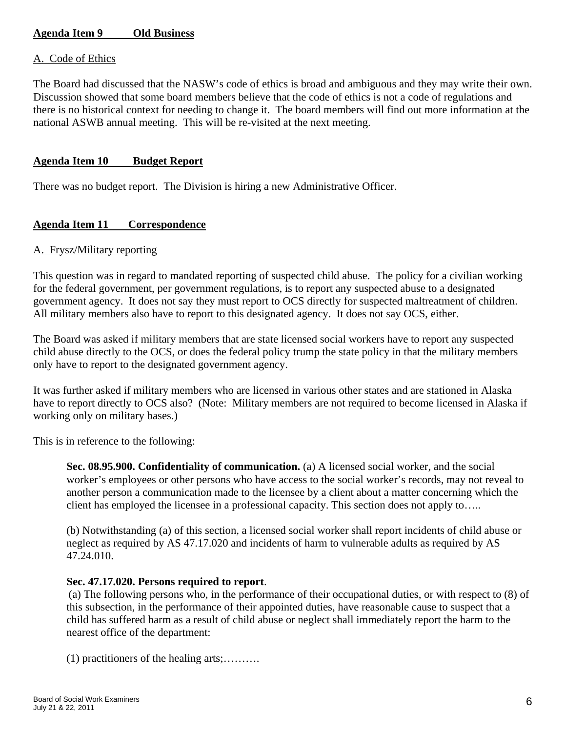**Agenda Item 9 Old Business**

A. Code of Ethics

The Board had discussed that the NASW's code of ethics is broad and ambiguous and they may write their own. Discussion showed that some board members believe that the code of ethics is not a code of regulations and there is no historical context for needing to change it. The board members will find out more information at the national ASWB annual meeting. This will be re-visited at the next meeting.

**Agenda Item 10 Budget Report**

There was no budget report. The Division is hiring a new Administrative Officer.

**Agenda Item 11 Correspondence**

A. Frysz/Military reporting

This question was in regard to mandated reporting of suspected child abuse. The policy for a civilian working for the federal government, per government regulations, is to report any suspected abuse to a designated government agency. It does not say they must report to OCS directly for suspected maltreatment of children. All military members also have to report to this designated agency. It does not say OCS, either.

The Board was asked if military members that are state licensed social workers have to report any suspected child abuse directly to the OCS, or does the federal policy trump the state policy in that the military members only have to report to the designated government agency.

It was further asked if military members who are licensed in various other states and are stationed in Alaska have to report directly to OCS also? (Note: Military members are not required to become licensed in Alaska if working only on military bases.)

This is in reference to the following:

> **Sec. 08.95.900. Confidentiality of communication.** (a) A licensed social worker, and the social worker's employees or other persons who have access to the social worker's records, may not reveal to another person a communication made to the licensee by a client about a matter concerning which the client has employed the licensee in a professional capacity. This section does not apply to…..
>
> (b) Notwithstanding (a) of this section, a licensed social worker shall report incidents of child abuse or neglect as required by AS 47.17.020 and incidents of harm to vulnerable adults as required by AS 47.24.010.
>
> **Sec. 47.17.020. Persons required to report**.
> (a) The following persons who, in the performance of their occupational duties, or with respect to (8) of this subsection, in the performance of their appointed duties, have reasonable cause to suspect that a child has suffered harm as a result of child abuse or neglect shall immediately report the harm to the nearest office of the department:
>
> (1) practitioners of the healing arts;……….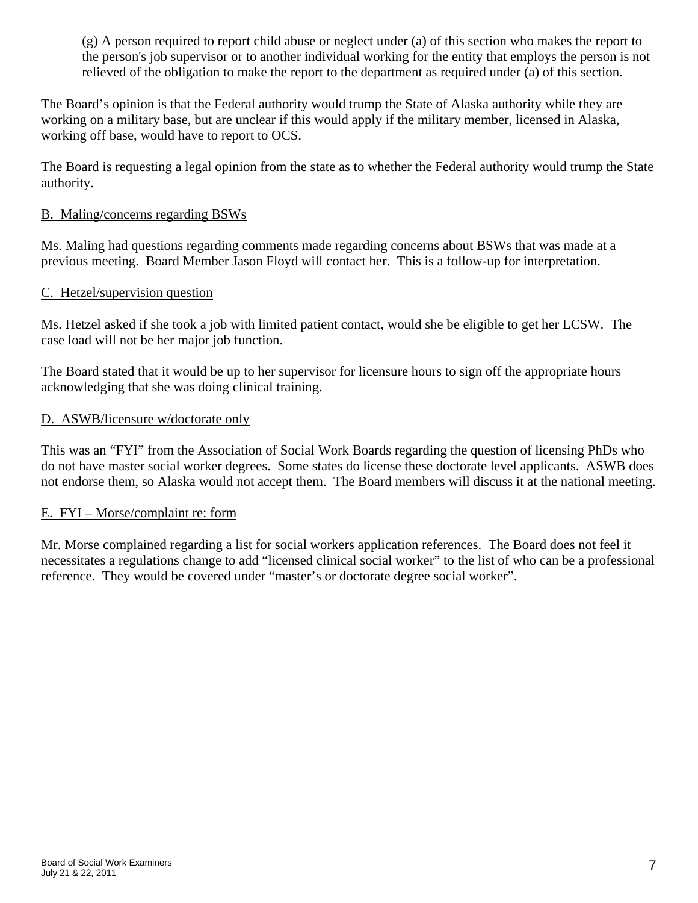> (g) A person required to report child abuse or neglect under (a) of this section who makes the report to the person's job supervisor or to another individual working for the entity that employs the person is not relieved of the obligation to make the report to the department as required under (a) of this section.

The Board's opinion is that the Federal authority would trump the State of Alaska authority while they are working on a military base, but are unclear if this would apply if the military member, licensed in Alaska, working off base, would have to report to OCS.

The Board is requesting a legal opinion from the state as to whether the Federal authority would trump the State authority.

B. Maling/concerns regarding BSWs

Ms. Maling had questions regarding comments made regarding concerns about BSWs that was made at a previous meeting. Board Member Jason Floyd will contact her. This is a follow-up for interpretation.

C. Hetzel/supervision question

Ms. Hetzel asked if she took a job with limited patient contact, would she be eligible to get her LCSW. The case load will not be her major job function.

The Board stated that it would be up to her supervisor for licensure hours to sign off the appropriate hours acknowledging that she was doing clinical training.

D. ASWB/licensure w/doctorate only

This was an "FYI" from the Association of Social Work Boards regarding the question of licensing PhDs who do not have master social worker degrees. Some states do license these doctorate level applicants. ASWB does not endorse them, so Alaska would not accept them. The Board members will discuss it at the national meeting.

E. FYI – Morse/complaint re: form

Mr. Morse complained regarding a list for social workers application references. The Board does not feel it necessitates a regulations change to add "licensed clinical social worker" to the list of who can be a professional reference. They would be covered under "master's or doctorate degree social worker".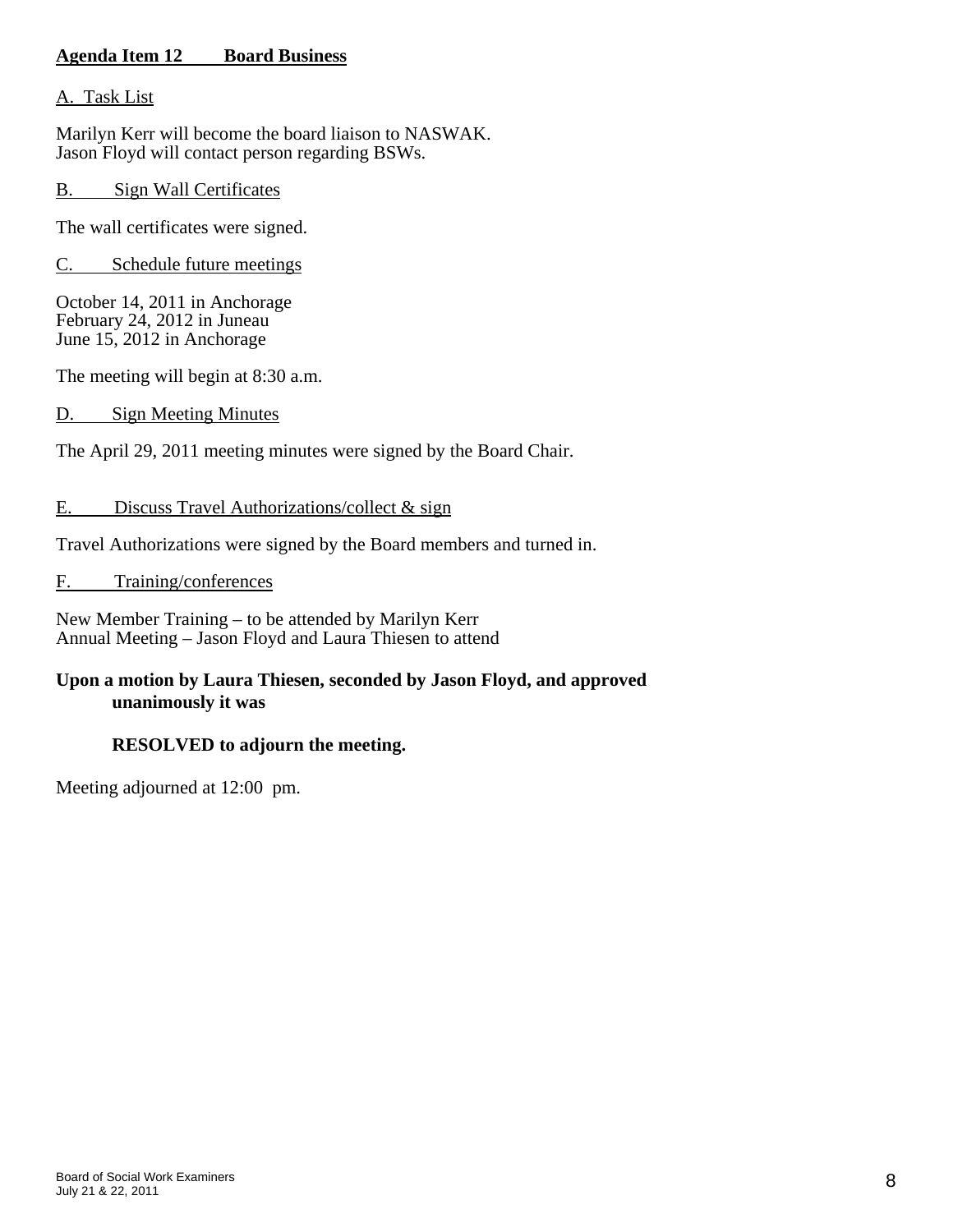**Agenda Item 12 Board Business**

A. Task List

Marilyn Kerr will become the board liaison to NASWAK.
Jason Floyd will contact person regarding BSWs.

B. Sign Wall Certificates

The wall certificates were signed.

C. Schedule future meetings

October 14, 2011 in Anchorage
February 24, 2012 in Juneau
June 15, 2012 in Anchorage

The meeting will begin at 8:30 a.m.

D. Sign Meeting Minutes

The April 29, 2011 meeting minutes were signed by the Board Chair.

E. Discuss Travel Authorizations/collect & sign

Travel Authorizations were signed by the Board members and turned in.

F. Training/conferences

New Member Training – to be attended by Marilyn Kerr
Annual Meeting – Jason Floyd and Laura Thiesen to attend

**Upon a motion by Laura Thiesen, seconded by Jason Floyd, and approved unanimously it was**

**RESOLVED to adjourn the meeting.**

Meeting adjourned at 12:00 pm.